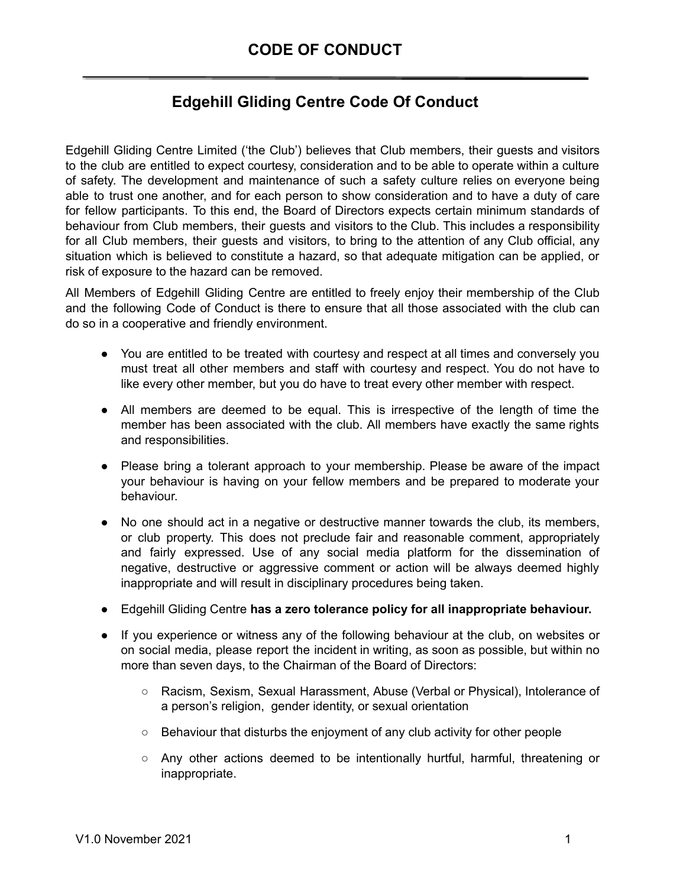# CODE OF CONDUCT

## Edgehill Gliding Centre Code Of Conduct

Edgehill Gliding Centre Limited ('the Club') believes that Club members, their guests and visitors to the club are entitled to expect courtesy, consideration and to be able to operate within a culture of safety. The development and maintenance of such a safety culture relies on everyone being able to trust one another, and for each person to show consideration and to have a duty of care for fellow participants. To this end, the Board of Directors expects certain minimum standards of behaviour from Club members, their guests and visitors to the Club. This includes a responsibility for all Club members, their guests and visitors, to bring to the attention of any Club official, any situation which is believed to constitute a hazard, so that adequate mitigation can be applied, or risk of exposure to the hazard can be removed.

All Members of Edgehill Gliding Centre are entitled to freely enjoy their membership of the Club and the following Code of Conduct is there to ensure that all those associated with the club can do so in a cooperative and friendly environment.

- You are entitled to be treated with courtesy and respect at all times and conversely you must treat all other members and staff with courtesy and respect. You do not have to like every other member, but you do have to treat every other member with respect.
- All members are deemed to be equal. This is irrespective of the length of time the member has been associated with the club. All members have exactly the same rights and responsibilities.
- Please bring a tolerant approach to your membership. Please be aware of the impact your behaviour is having on your fellow members and be prepared to moderate your behaviour.
- No one should act in a negative or destructive manner towards the club, its members, or club property. This does not preclude fair and reasonable comment, appropriately and fairly expressed. Use of any social media platform for the dissemination of negative, destructive or aggressive comment or action will be always deemed highly inappropriate and will result in disciplinary procedures being taken.
- Edgehill Gliding Centre **has a zero tolerance policy for all inappropriate behaviour.**
- If you experience or witness any of the following behaviour at the club, on websites or on social media, please report the incident in writing, as soon as possible, but within no more than seven days, to the Chairman of the Board of Directors:
    - Racism, Sexism, Sexual Harassment, Abuse (Verbal or Physical), Intolerance of a person's religion, gender identity, or sexual orientation
    - Behaviour that disturbs the enjoyment of any club activity for other people
    - Any other actions deemed to be intentionally hurtful, harmful, threatening or inappropriate.

V1.0 November 2021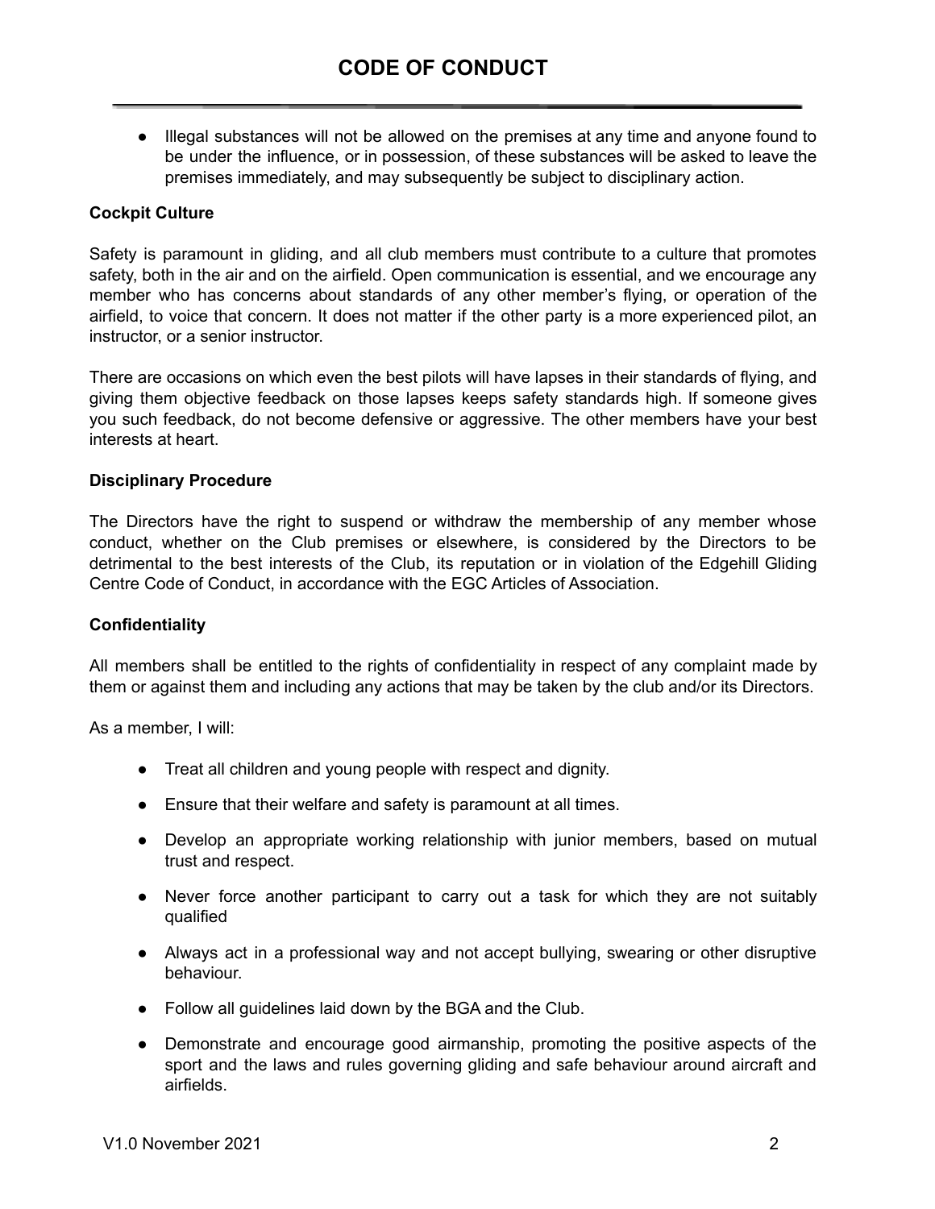- Illegal substances will not be allowed on the premises at any time and anyone found to be under the influence, or in possession, of these substances will be asked to leave the premises immediately, and may subsequently be subject to disciplinary action.

**Cockpit Culture**

Safety is paramount in gliding, and all club members must contribute to a culture that promotes safety, both in the air and on the airfield. Open communication is essential, and we encourage any member who has concerns about standards of any other member's flying, or operation of the airfield, to voice that concern. It does not matter if the other party is a more experienced pilot, an instructor, or a senior instructor.

There are occasions on which even the best pilots will have lapses in their standards of flying, and giving them objective feedback on those lapses keeps safety standards high. If someone gives you such feedback, do not become defensive or aggressive. The other members have your best interests at heart.

**Disciplinary Procedure**

The Directors have the right to suspend or withdraw the membership of any member whose conduct, whether on the Club premises or elsewhere, is considered by the Directors to be detrimental to the best interests of the Club, its reputation or in violation of the Edgehill Gliding Centre Code of Conduct, in accordance with the EGC Articles of Association.

**Confidentiality**

All members shall be entitled to the rights of confidentiality in respect of any complaint made by them or against them and including any actions that may be taken by the club and/or its Directors.

As a member, I will:

- Treat all children and young people with respect and dignity.
- Ensure that their welfare and safety is paramount at all times.
- Develop an appropriate working relationship with junior members, based on mutual trust and respect.
- Never force another participant to carry out a task for which they are not suitably qualified
- Always act in a professional way and not accept bullying, swearing or other disruptive behaviour.
- Follow all guidelines laid down by the BGA and the Club.
- Demonstrate and encourage good airmanship, promoting the positive aspects of the sport and the laws and rules governing gliding and safe behaviour around aircraft and airfields.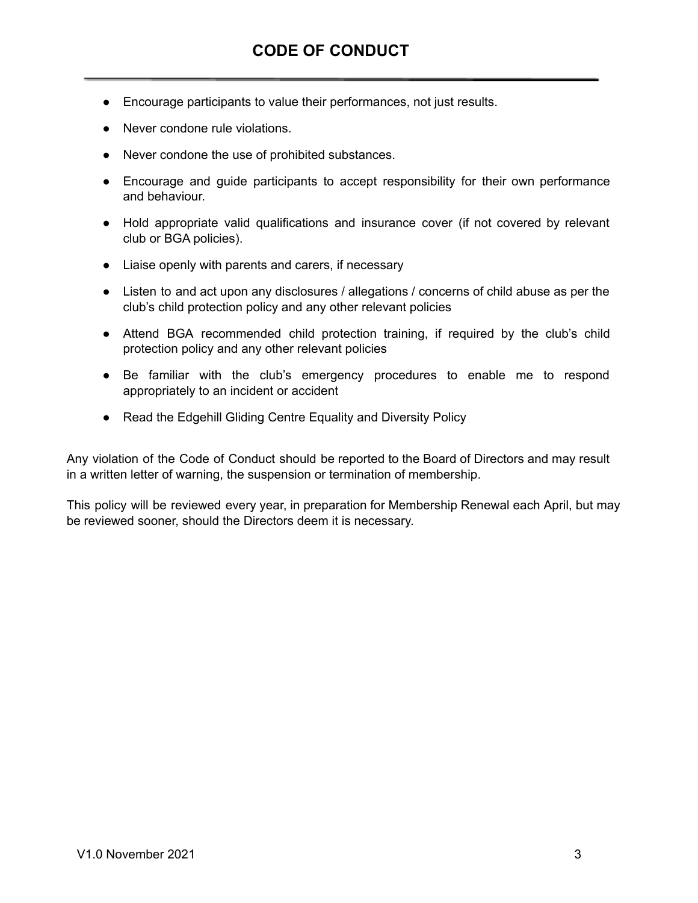# CODE OF CONDUCT

- Encourage participants to value their performances, not just results.
- Never condone rule violations.
- Never condone the use of prohibited substances.
- Encourage and guide participants to accept responsibility for their own performance and behaviour.
- Hold appropriate valid qualifications and insurance cover (if not covered by relevant club or BGA policies).
- Liaise openly with parents and carers, if necessary
- Listen to and act upon any disclosures / allegations / concerns of child abuse as per the club's child protection policy and any other relevant policies
- Attend BGA recommended child protection training, if required by the club's child protection policy and any other relevant policies
- Be familiar with the club's emergency procedures to enable me to respond appropriately to an incident or accident
- Read the Edgehill Gliding Centre Equality and Diversity Policy

Any violation of the Code of Conduct should be reported to the Board of Directors and may result in a written letter of warning, the suspension or termination of membership.

This policy will be reviewed every year, in preparation for Membership Renewal each April, but may be reviewed sooner, should the Directors deem it is necessary.

V1.0 November 2021